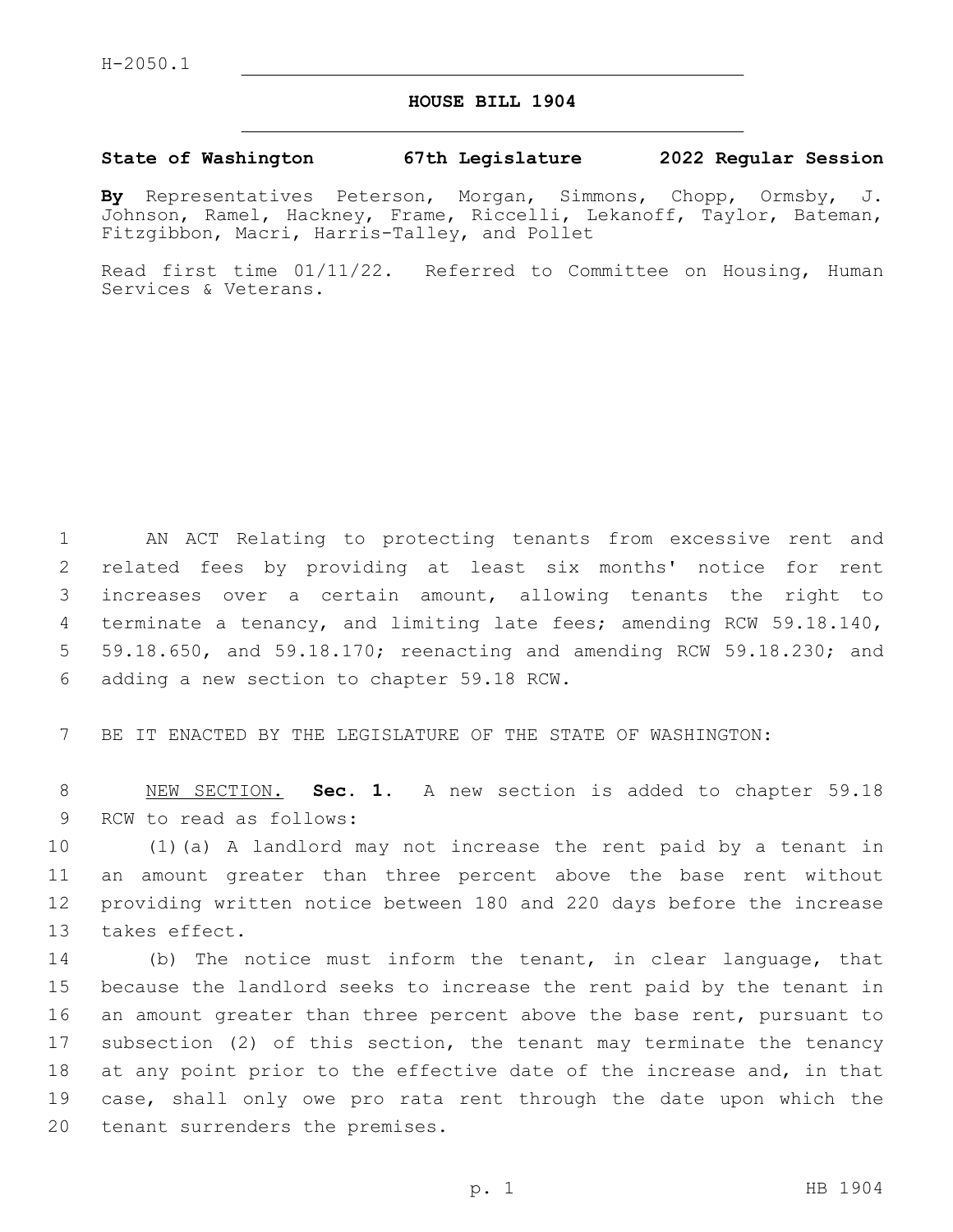H-2050.1

# HOUSE BILL 1904

**State of Washington 67th Legislature 2022 Regular Session**

**By** Representatives Peterson, Morgan, Simmons, Chopp, Ormsby, J. Johnson, Ramel, Hackney, Frame, Riccelli, Lekanoff, Taylor, Bateman, Fitzgibbon, Macri, Harris-Talley, and Pollet

Read first time 01/11/22. Referred to Committee on Housing, Human Services & Veterans.

AN ACT Relating to protecting tenants from excessive rent and related fees by providing at least six months' notice for rent increases over a certain amount, allowing tenants the right to terminate a tenancy, and limiting late fees; amending RCW 59.18.140, 59.18.650, and 59.18.170; reenacting and amending RCW 59.18.230; and adding a new section to chapter 59.18 RCW.

BE IT ENACTED BY THE LEGISLATURE OF THE STATE OF WASHINGTON:

NEW SECTION. **Sec. 1.** A new section is added to chapter 59.18 RCW to read as follows:

(1)(a) A landlord may not increase the rent paid by a tenant in an amount greater than three percent above the base rent without providing written notice between 180 and 220 days before the increase takes effect.

(b) The notice must inform the tenant, in clear language, that because the landlord seeks to increase the rent paid by the tenant in an amount greater than three percent above the base rent, pursuant to subsection (2) of this section, the tenant may terminate the tenancy at any point prior to the effective date of the increase and, in that case, shall only owe pro rata rent through the date upon which the tenant surrenders the premises.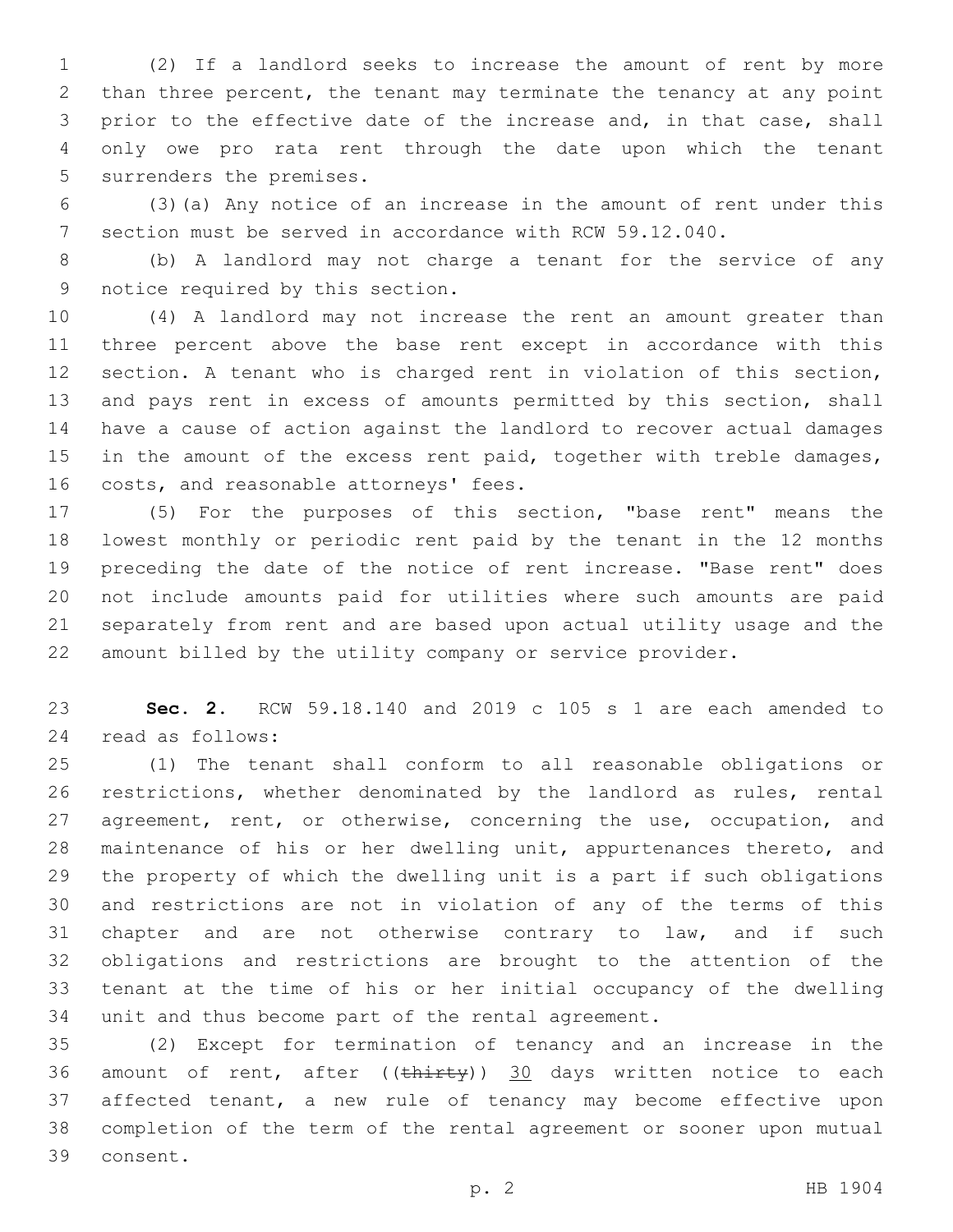(2) If a landlord seeks to increase the amount of rent by more than three percent, the tenant may terminate the tenancy at any point prior to the effective date of the increase and, in that case, shall only owe pro rata rent through the date upon which the tenant surrenders the premises.

(3)(a) Any notice of an increase in the amount of rent under this section must be served in accordance with RCW 59.12.040.

(b) A landlord may not charge a tenant for the service of any notice required by this section.

(4) A landlord may not increase the rent an amount greater than three percent above the base rent except in accordance with this section. A tenant who is charged rent in violation of this section, and pays rent in excess of amounts permitted by this section, shall have a cause of action against the landlord to recover actual damages in the amount of the excess rent paid, together with treble damages, costs, and reasonable attorneys' fees.

(5) For the purposes of this section, "base rent" means the lowest monthly or periodic rent paid by the tenant in the 12 months preceding the date of the notice of rent increase. "Base rent" does not include amounts paid for utilities where such amounts are paid separately from rent and are based upon actual utility usage and the amount billed by the utility company or service provider.

**Sec. 2.** RCW 59.18.140 and 2019 c 105 s 1 are each amended to read as follows:

(1) The tenant shall conform to all reasonable obligations or restrictions, whether denominated by the landlord as rules, rental agreement, rent, or otherwise, concerning the use, occupation, and maintenance of his or her dwelling unit, appurtenances thereto, and the property of which the dwelling unit is a part if such obligations and restrictions are not in violation of any of the terms of this chapter and are not otherwise contrary to law, and if such obligations and restrictions are brought to the attention of the tenant at the time of his or her initial occupancy of the dwelling unit and thus become part of the rental agreement.

(2) Except for termination of tenancy and an increase in the amount of rent, after ((~~thirty~~)) <u>30</u> days written notice to each affected tenant, a new rule of tenancy may become effective upon completion of the term of the rental agreement or sooner upon mutual consent.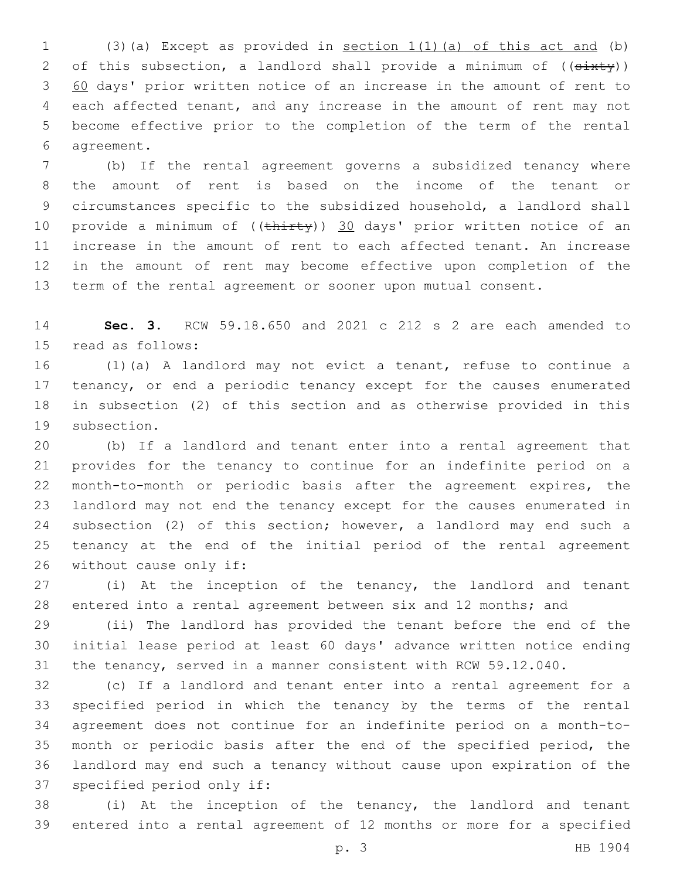(3)(a) Except as provided in <u>section 1(1)(a) of this act and</u> (b) of this subsection, a landlord shall provide a minimum of ((~~sixty~~)) <u>60</u> days' prior written notice of an increase in the amount of rent to each affected tenant, and any increase in the amount of rent may not become effective prior to the completion of the term of the rental agreement.

(b) If the rental agreement governs a subsidized tenancy where the amount of rent is based on the income of the tenant or circumstances specific to the subsidized household, a landlord shall provide a minimum of ((~~thirty~~)) <u>30</u> days' prior written notice of an increase in the amount of rent to each affected tenant. An increase in the amount of rent may become effective upon completion of the term of the rental agreement or sooner upon mutual consent.

**Sec. 3.** RCW 59.18.650 and 2021 c 212 s 2 are each amended to read as follows:

(1)(a) A landlord may not evict a tenant, refuse to continue a tenancy, or end a periodic tenancy except for the causes enumerated in subsection (2) of this section and as otherwise provided in this subsection.

(b) If a landlord and tenant enter into a rental agreement that provides for the tenancy to continue for an indefinite period on a month-to-month or periodic basis after the agreement expires, the landlord may not end the tenancy except for the causes enumerated in subsection (2) of this section; however, a landlord may end such a tenancy at the end of the initial period of the rental agreement without cause only if:

(i) At the inception of the tenancy, the landlord and tenant entered into a rental agreement between six and 12 months; and

(ii) The landlord has provided the tenant before the end of the initial lease period at least 60 days' advance written notice ending the tenancy, served in a manner consistent with RCW 59.12.040.

(c) If a landlord and tenant enter into a rental agreement for a specified period in which the tenancy by the terms of the rental agreement does not continue for an indefinite period on a month-to-month or periodic basis after the end of the specified period, the landlord may end such a tenancy without cause upon expiration of the specified period only if:

(i) At the inception of the tenancy, the landlord and tenant entered into a rental agreement of 12 months or more for a specified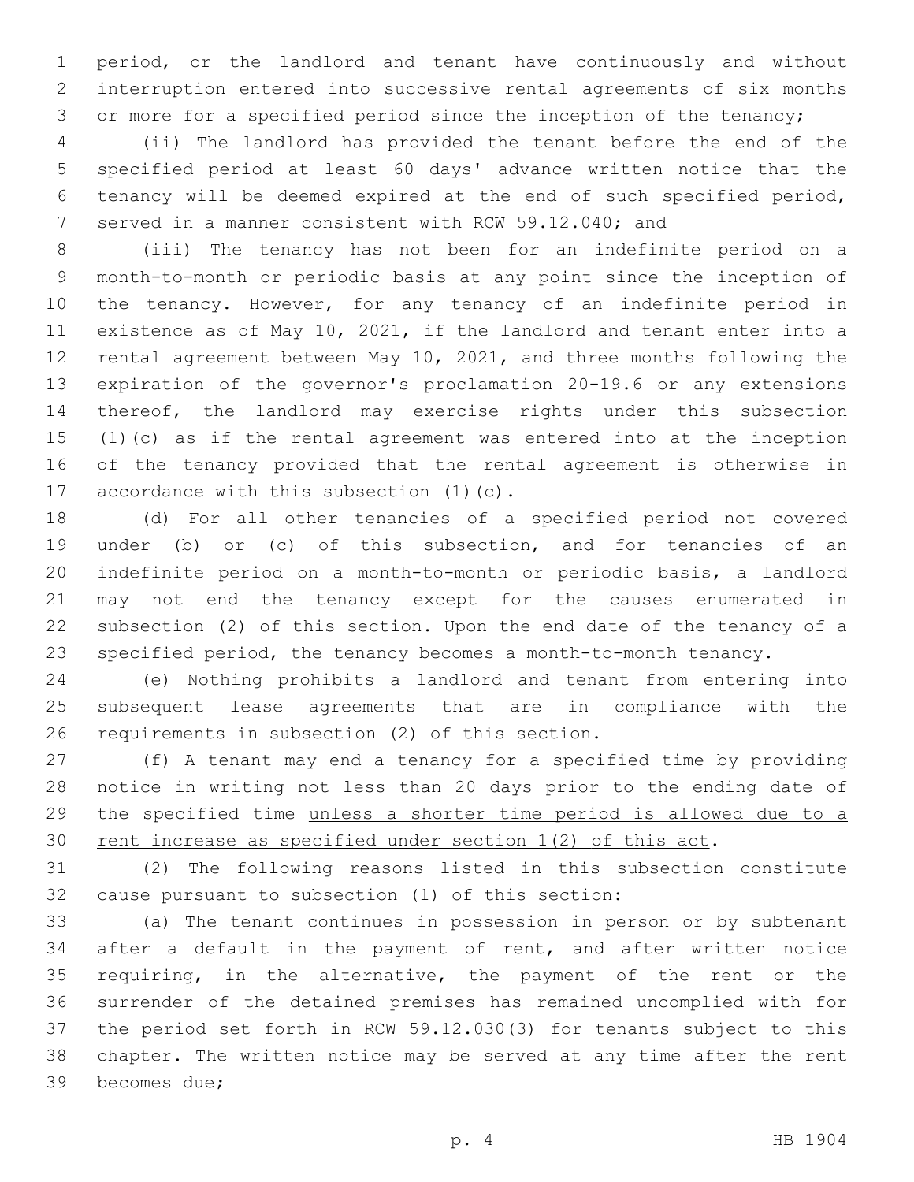period, or the landlord and tenant have continuously and without interruption entered into successive rental agreements of six months or more for a specified period since the inception of the tenancy;

(ii) The landlord has provided the tenant before the end of the specified period at least 60 days' advance written notice that the tenancy will be deemed expired at the end of such specified period, served in a manner consistent with RCW 59.12.040; and

(iii) The tenancy has not been for an indefinite period on a month-to-month or periodic basis at any point since the inception of the tenancy. However, for any tenancy of an indefinite period in existence as of May 10, 2021, if the landlord and tenant enter into a rental agreement between May 10, 2021, and three months following the expiration of the governor's proclamation 20-19.6 or any extensions thereof, the landlord may exercise rights under this subsection (1)(c) as if the rental agreement was entered into at the inception of the tenancy provided that the rental agreement is otherwise in accordance with this subsection (1)(c).

(d) For all other tenancies of a specified period not covered under (b) or (c) of this subsection, and for tenancies of an indefinite period on a month-to-month or periodic basis, a landlord may not end the tenancy except for the causes enumerated in subsection (2) of this section. Upon the end date of the tenancy of a specified period, the tenancy becomes a month-to-month tenancy.

(e) Nothing prohibits a landlord and tenant from entering into subsequent lease agreements that are in compliance with the requirements in subsection (2) of this section.

(f) A tenant may end a tenancy for a specified time by providing notice in writing not less than 20 days prior to the ending date of the specified time <u>unless a shorter time period is allowed due to a rent increase as specified under section 1(2) of this act</u>.

(2) The following reasons listed in this subsection constitute cause pursuant to subsection (1) of this section:

(a) The tenant continues in possession in person or by subtenant after a default in the payment of rent, and after written notice requiring, in the alternative, the payment of the rent or the surrender of the detained premises has remained uncomplied with for the period set forth in RCW 59.12.030(3) for tenants subject to this chapter. The written notice may be served at any time after the rent becomes due;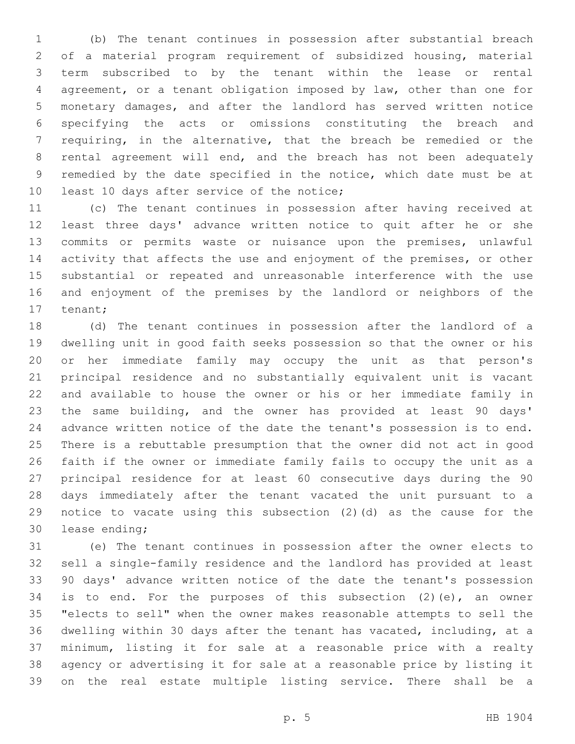(b) The tenant continues in possession after substantial breach of a material program requirement of subsidized housing, material term subscribed to by the tenant within the lease or rental agreement, or a tenant obligation imposed by law, other than one for monetary damages, and after the landlord has served written notice specifying the acts or omissions constituting the breach and requiring, in the alternative, that the breach be remedied or the rental agreement will end, and the breach has not been adequately remedied by the date specified in the notice, which date must be at least 10 days after service of the notice;

(c) The tenant continues in possession after having received at least three days' advance written notice to quit after he or she commits or permits waste or nuisance upon the premises, unlawful activity that affects the use and enjoyment of the premises, or other substantial or repeated and unreasonable interference with the use and enjoyment of the premises by the landlord or neighbors of the tenant;

(d) The tenant continues in possession after the landlord of a dwelling unit in good faith seeks possession so that the owner or his or her immediate family may occupy the unit as that person's principal residence and no substantially equivalent unit is vacant and available to house the owner or his or her immediate family in the same building, and the owner has provided at least 90 days' advance written notice of the date the tenant's possession is to end. There is a rebuttable presumption that the owner did not act in good faith if the owner or immediate family fails to occupy the unit as a principal residence for at least 60 consecutive days during the 90 days immediately after the tenant vacated the unit pursuant to a notice to vacate using this subsection (2)(d) as the cause for the lease ending;

(e) The tenant continues in possession after the owner elects to sell a single-family residence and the landlord has provided at least 90 days' advance written notice of the date the tenant's possession is to end. For the purposes of this subsection (2)(e), an owner "elects to sell" when the owner makes reasonable attempts to sell the dwelling within 30 days after the tenant has vacated, including, at a minimum, listing it for sale at a reasonable price with a realty agency or advertising it for sale at a reasonable price by listing it on the real estate multiple listing service. There shall be a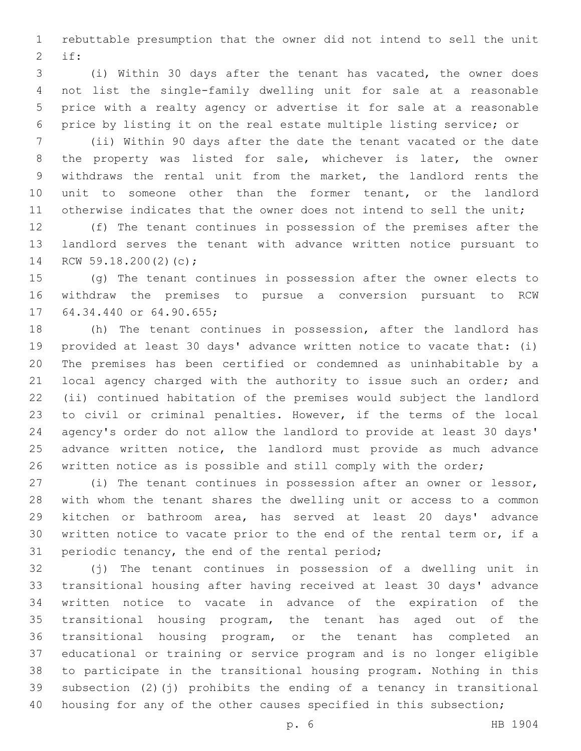rebuttable presumption that the owner did not intend to sell the unit if:

(i) Within 30 days after the tenant has vacated, the owner does not list the single-family dwelling unit for sale at a reasonable price with a realty agency or advertise it for sale at a reasonable price by listing it on the real estate multiple listing service; or

(ii) Within 90 days after the date the tenant vacated or the date the property was listed for sale, whichever is later, the owner withdraws the rental unit from the market, the landlord rents the unit to someone other than the former tenant, or the landlord otherwise indicates that the owner does not intend to sell the unit;

(f) The tenant continues in possession of the premises after the landlord serves the tenant with advance written notice pursuant to RCW 59.18.200(2)(c);

(g) The tenant continues in possession after the owner elects to withdraw the premises to pursue a conversion pursuant to RCW 64.34.440 or 64.90.655;

(h) The tenant continues in possession, after the landlord has provided at least 30 days' advance written notice to vacate that: (i) The premises has been certified or condemned as uninhabitable by a local agency charged with the authority to issue such an order; and (ii) continued habitation of the premises would subject the landlord to civil or criminal penalties. However, if the terms of the local agency's order do not allow the landlord to provide at least 30 days' advance written notice, the landlord must provide as much advance written notice as is possible and still comply with the order;

(i) The tenant continues in possession after an owner or lessor, with whom the tenant shares the dwelling unit or access to a common kitchen or bathroom area, has served at least 20 days' advance written notice to vacate prior to the end of the rental term or, if a periodic tenancy, the end of the rental period;

(j) The tenant continues in possession of a dwelling unit in transitional housing after having received at least 30 days' advance written notice to vacate in advance of the expiration of the transitional housing program, the tenant has aged out of the transitional housing program, or the tenant has completed an educational or training or service program and is no longer eligible to participate in the transitional housing program. Nothing in this subsection (2)(j) prohibits the ending of a tenancy in transitional housing for any of the other causes specified in this subsection;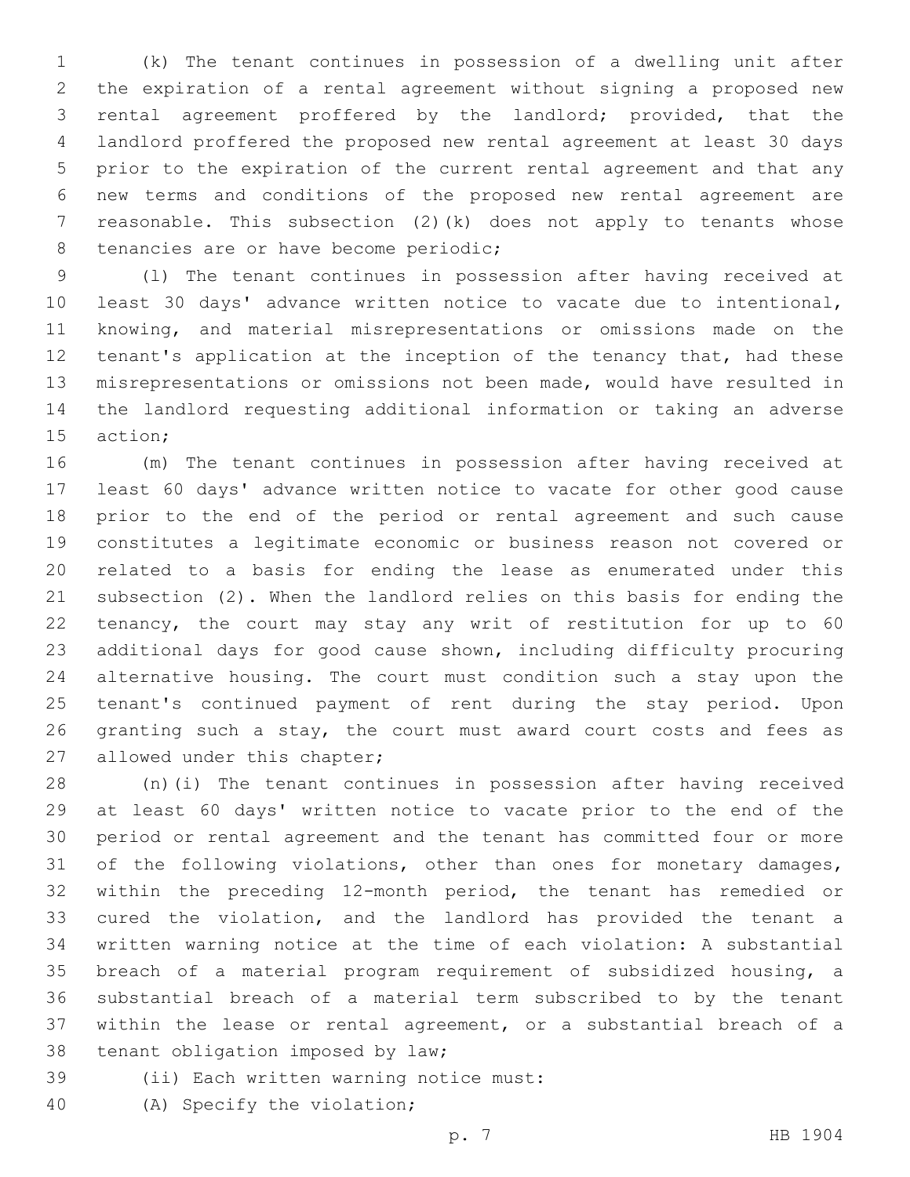(k) The tenant continues in possession of a dwelling unit after the expiration of a rental agreement without signing a proposed new rental agreement proffered by the landlord; provided, that the landlord proffered the proposed new rental agreement at least 30 days prior to the expiration of the current rental agreement and that any new terms and conditions of the proposed new rental agreement are reasonable. This subsection (2)(k) does not apply to tenants whose tenancies are or have become periodic;

(l) The tenant continues in possession after having received at least 30 days' advance written notice to vacate due to intentional, knowing, and material misrepresentations or omissions made on the tenant's application at the inception of the tenancy that, had these misrepresentations or omissions not been made, would have resulted in the landlord requesting additional information or taking an adverse action;

(m) The tenant continues in possession after having received at least 60 days' advance written notice to vacate for other good cause prior to the end of the period or rental agreement and such cause constitutes a legitimate economic or business reason not covered or related to a basis for ending the lease as enumerated under this subsection (2). When the landlord relies on this basis for ending the tenancy, the court may stay any writ of restitution for up to 60 additional days for good cause shown, including difficulty procuring alternative housing. The court must condition such a stay upon the tenant's continued payment of rent during the stay period. Upon granting such a stay, the court must award court costs and fees as allowed under this chapter;

(n)(i) The tenant continues in possession after having received at least 60 days' written notice to vacate prior to the end of the period or rental agreement and the tenant has committed four or more of the following violations, other than ones for monetary damages, within the preceding 12-month period, the tenant has remedied or cured the violation, and the landlord has provided the tenant a written warning notice at the time of each violation: A substantial breach of a material program requirement of subsidized housing, a substantial breach of a material term subscribed to by the tenant within the lease or rental agreement, or a substantial breach of a tenant obligation imposed by law;

(ii) Each written warning notice must:

(A) Specify the violation;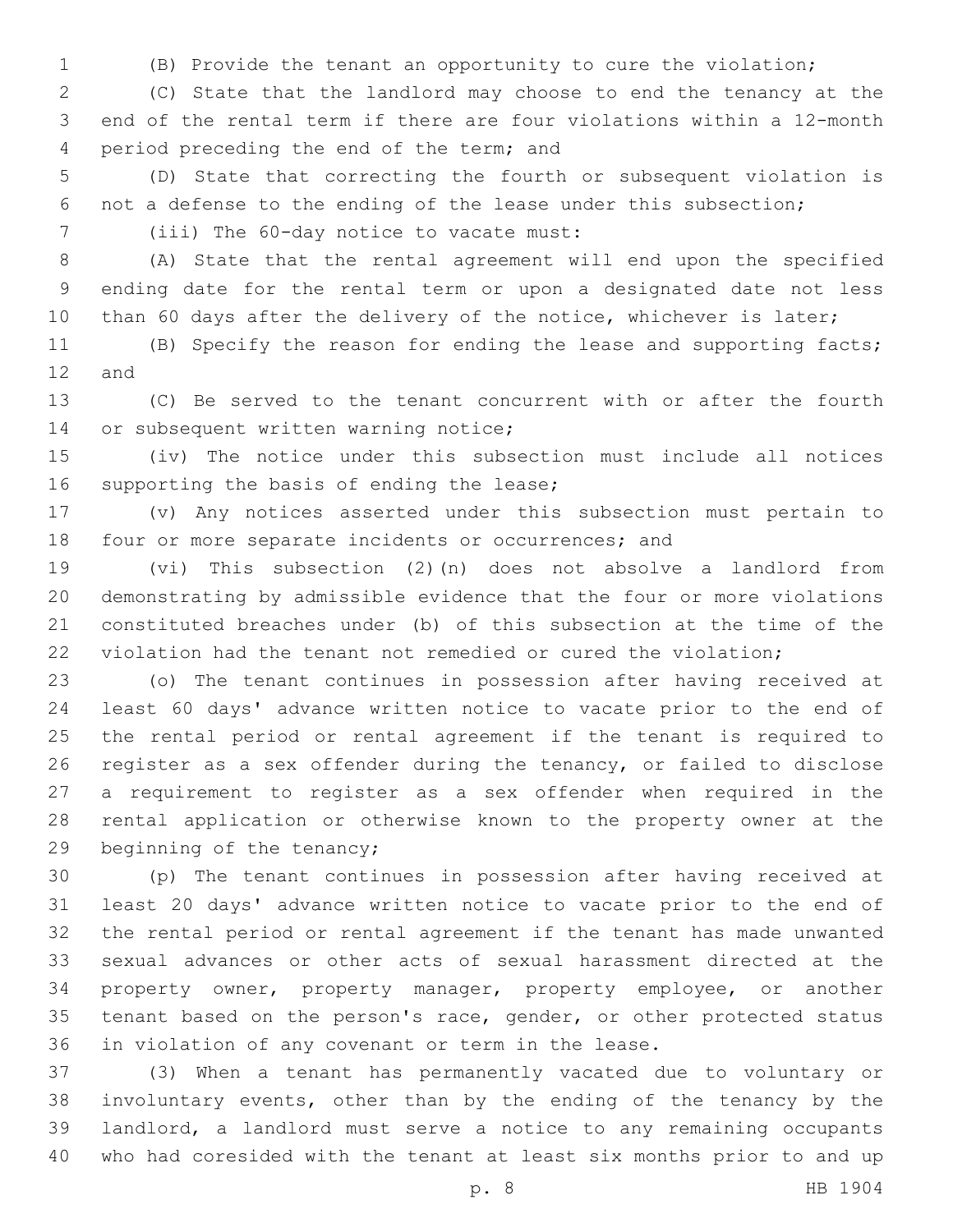(B) Provide the tenant an opportunity to cure the violation;

(C) State that the landlord may choose to end the tenancy at the end of the rental term if there are four violations within a 12-month period preceding the end of the term; and

(D) State that correcting the fourth or subsequent violation is not a defense to the ending of the lease under this subsection;

(iii) The 60-day notice to vacate must:

(A) State that the rental agreement will end upon the specified ending date for the rental term or upon a designated date not less than 60 days after the delivery of the notice, whichever is later;

(B) Specify the reason for ending the lease and supporting facts; and

(C) Be served to the tenant concurrent with or after the fourth or subsequent written warning notice;

(iv) The notice under this subsection must include all notices supporting the basis of ending the lease;

(v) Any notices asserted under this subsection must pertain to four or more separate incidents or occurrences; and

(vi) This subsection (2)(n) does not absolve a landlord from demonstrating by admissible evidence that the four or more violations constituted breaches under (b) of this subsection at the time of the violation had the tenant not remedied or cured the violation;

(o) The tenant continues in possession after having received at least 60 days' advance written notice to vacate prior to the end of the rental period or rental agreement if the tenant is required to register as a sex offender during the tenancy, or failed to disclose a requirement to register as a sex offender when required in the rental application or otherwise known to the property owner at the beginning of the tenancy;

(p) The tenant continues in possession after having received at least 20 days' advance written notice to vacate prior to the end of the rental period or rental agreement if the tenant has made unwanted sexual advances or other acts of sexual harassment directed at the property owner, property manager, property employee, or another tenant based on the person's race, gender, or other protected status in violation of any covenant or term in the lease.

(3) When a tenant has permanently vacated due to voluntary or involuntary events, other than by the ending of the tenancy by the landlord, a landlord must serve a notice to any remaining occupants who had coresided with the tenant at least six months prior to and up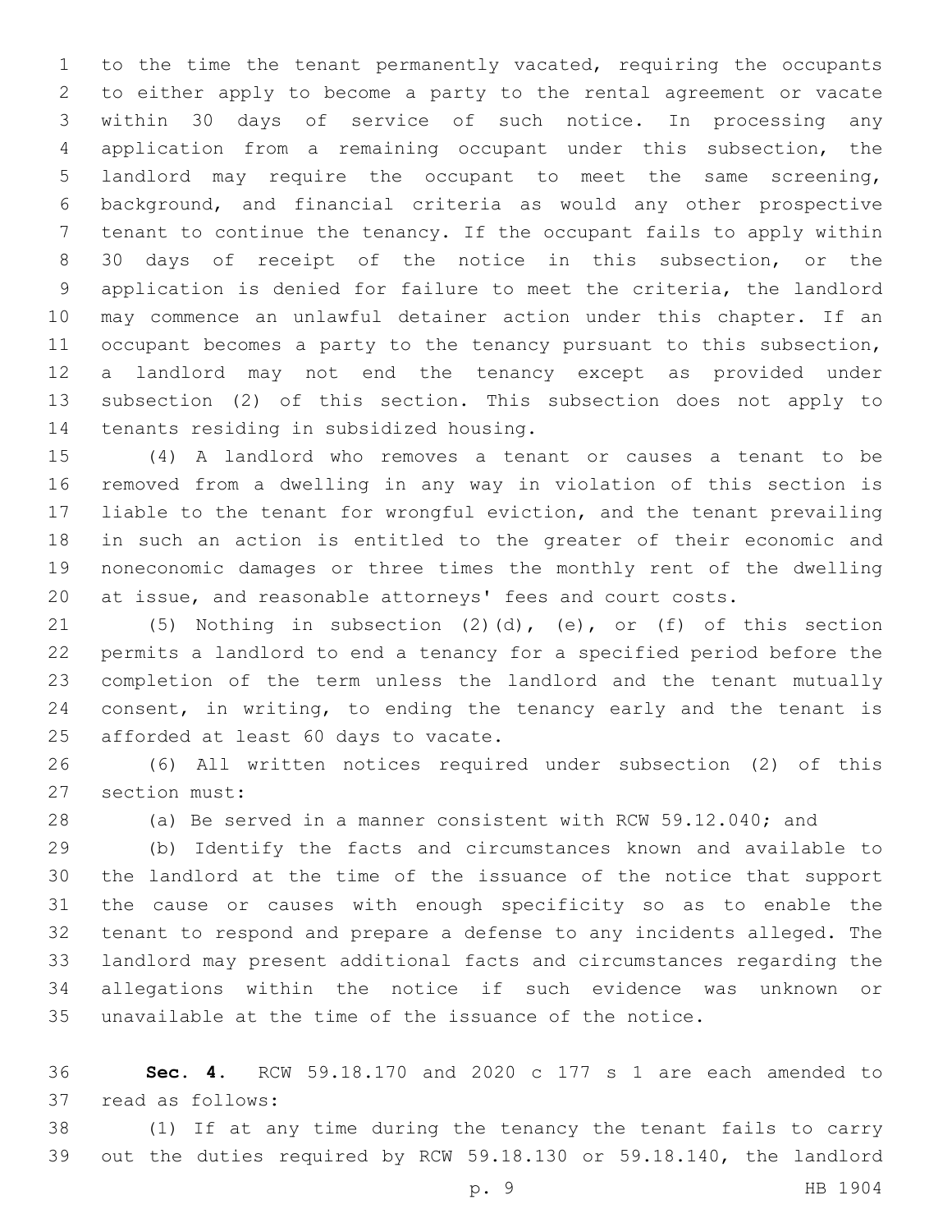to the time the tenant permanently vacated, requiring the occupants to either apply to become a party to the rental agreement or vacate within 30 days of service of such notice. In processing any application from a remaining occupant under this subsection, the landlord may require the occupant to meet the same screening, background, and financial criteria as would any other prospective tenant to continue the tenancy. If the occupant fails to apply within 30 days of receipt of the notice in this subsection, or the application is denied for failure to meet the criteria, the landlord may commence an unlawful detainer action under this chapter. If an occupant becomes a party to the tenancy pursuant to this subsection, a landlord may not end the tenancy except as provided under subsection (2) of this section. This subsection does not apply to tenants residing in subsidized housing.

(4) A landlord who removes a tenant or causes a tenant to be removed from a dwelling in any way in violation of this section is liable to the tenant for wrongful eviction, and the tenant prevailing in such an action is entitled to the greater of their economic and noneconomic damages or three times the monthly rent of the dwelling at issue, and reasonable attorneys' fees and court costs.

(5) Nothing in subsection (2)(d), (e), or (f) of this section permits a landlord to end a tenancy for a specified period before the completion of the term unless the landlord and the tenant mutually consent, in writing, to ending the tenancy early and the tenant is afforded at least 60 days to vacate.

(6) All written notices required under subsection (2) of this section must:

(a) Be served in a manner consistent with RCW 59.12.040; and

(b) Identify the facts and circumstances known and available to the landlord at the time of the issuance of the notice that support the cause or causes with enough specificity so as to enable the tenant to respond and prepare a defense to any incidents alleged. The landlord may present additional facts and circumstances regarding the allegations within the notice if such evidence was unknown or unavailable at the time of the issuance of the notice.

**Sec. 4.** RCW 59.18.170 and 2020 c 177 s 1 are each amended to read as follows:

(1) If at any time during the tenancy the tenant fails to carry out the duties required by RCW 59.18.130 or 59.18.140, the landlord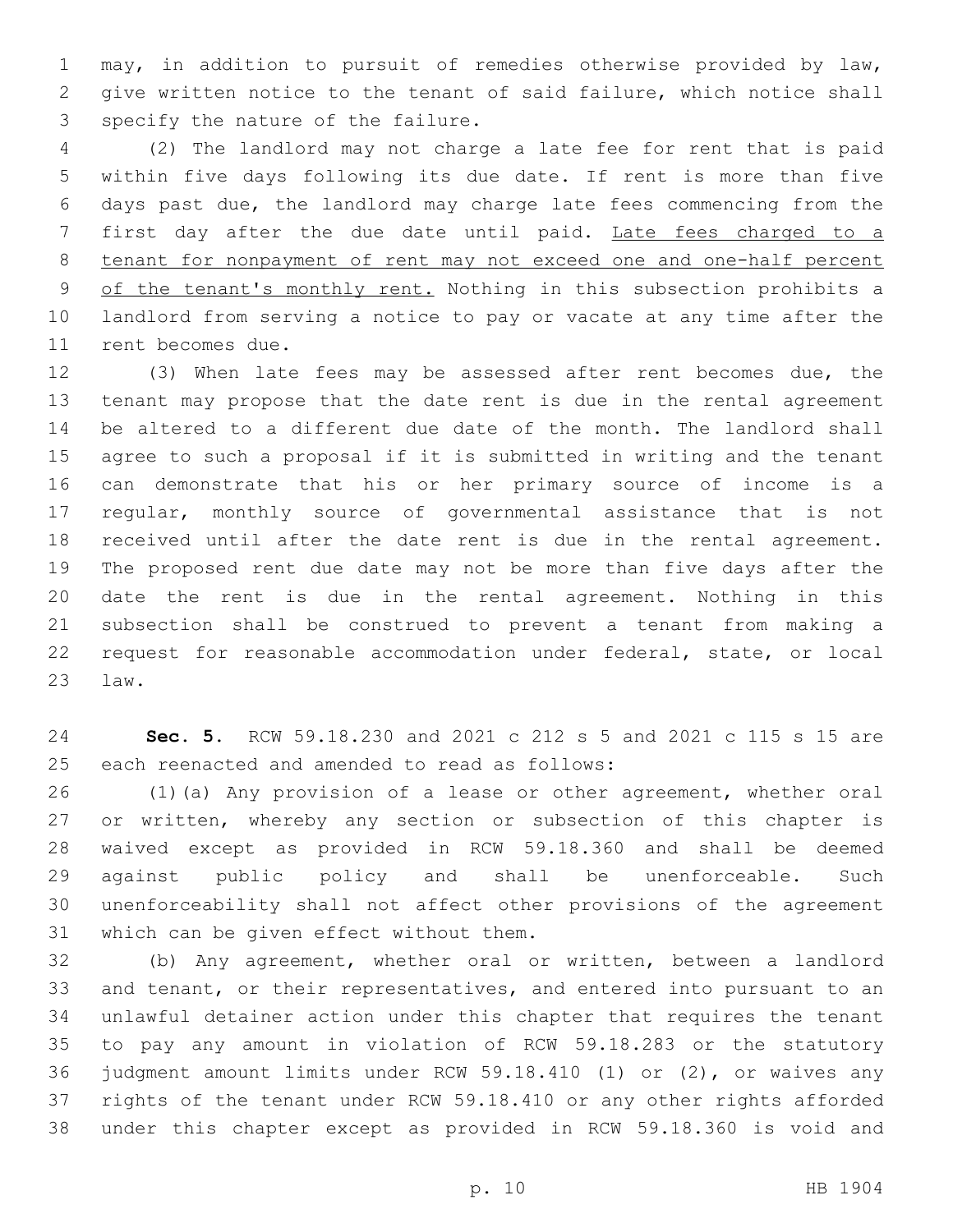may, in addition to pursuit of remedies otherwise provided by law, give written notice to the tenant of said failure, which notice shall specify the nature of the failure.

(2) The landlord may not charge a late fee for rent that is paid within five days following its due date. If rent is more than five days past due, the landlord may charge late fees commencing from the first day after the due date until paid. Late fees charged to a tenant for nonpayment of rent may not exceed one and one-half percent of the tenant's monthly rent. Nothing in this subsection prohibits a landlord from serving a notice to pay or vacate at any time after the rent becomes due.

(3) When late fees may be assessed after rent becomes due, the tenant may propose that the date rent is due in the rental agreement be altered to a different due date of the month. The landlord shall agree to such a proposal if it is submitted in writing and the tenant can demonstrate that his or her primary source of income is a regular, monthly source of governmental assistance that is not received until after the date rent is due in the rental agreement. The proposed rent due date may not be more than five days after the date the rent is due in the rental agreement. Nothing in this subsection shall be construed to prevent a tenant from making a request for reasonable accommodation under federal, state, or local law.

**Sec. 5.** RCW 59.18.230 and 2021 c 212 s 5 and 2021 c 115 s 15 are each reenacted and amended to read as follows:

(1)(a) Any provision of a lease or other agreement, whether oral or written, whereby any section or subsection of this chapter is waived except as provided in RCW 59.18.360 and shall be deemed against public policy and shall be unenforceable. Such unenforceability shall not affect other provisions of the agreement which can be given effect without them.

(b) Any agreement, whether oral or written, between a landlord and tenant, or their representatives, and entered into pursuant to an unlawful detainer action under this chapter that requires the tenant to pay any amount in violation of RCW 59.18.283 or the statutory judgment amount limits under RCW 59.18.410 (1) or (2), or waives any rights of the tenant under RCW 59.18.410 or any other rights afforded under this chapter except as provided in RCW 59.18.360 is void and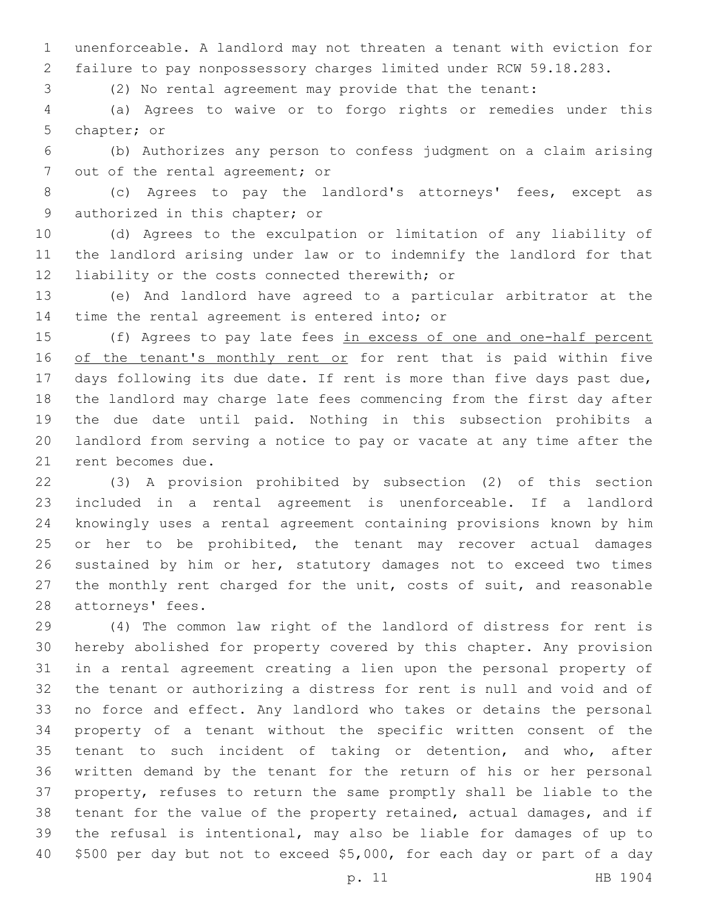unenforceable. A landlord may not threaten a tenant with eviction for failure to pay nonpossessory charges limited under RCW 59.18.283.

(2) No rental agreement may provide that the tenant:

(a) Agrees to waive or to forgo rights or remedies under this chapter; or

(b) Authorizes any person to confess judgment on a claim arising out of the rental agreement; or

(c) Agrees to pay the landlord's attorneys' fees, except as authorized in this chapter; or

(d) Agrees to the exculpation or limitation of any liability of the landlord arising under law or to indemnify the landlord for that liability or the costs connected therewith; or

(e) And landlord have agreed to a particular arbitrator at the time the rental agreement is entered into; or

(f) Agrees to pay late fees <u>in excess of one and one-half percent of the tenant's monthly rent or</u> for rent that is paid within five days following its due date. If rent is more than five days past due, the landlord may charge late fees commencing from the first day after the due date until paid. Nothing in this subsection prohibits a landlord from serving a notice to pay or vacate at any time after the rent becomes due.

(3) A provision prohibited by subsection (2) of this section included in a rental agreement is unenforceable. If a landlord knowingly uses a rental agreement containing provisions known by him or her to be prohibited, the tenant may recover actual damages sustained by him or her, statutory damages not to exceed two times the monthly rent charged for the unit, costs of suit, and reasonable attorneys' fees.

(4) The common law right of the landlord of distress for rent is hereby abolished for property covered by this chapter. Any provision in a rental agreement creating a lien upon the personal property of the tenant or authorizing a distress for rent is null and void and of no force and effect. Any landlord who takes or detains the personal property of a tenant without the specific written consent of the tenant to such incident of taking or detention, and who, after written demand by the tenant for the return of his or her personal property, refuses to return the same promptly shall be liable to the tenant for the value of the property retained, actual damages, and if the refusal is intentional, may also be liable for damages of up to $500 per day but not to exceed $5,000, for each day or part of a day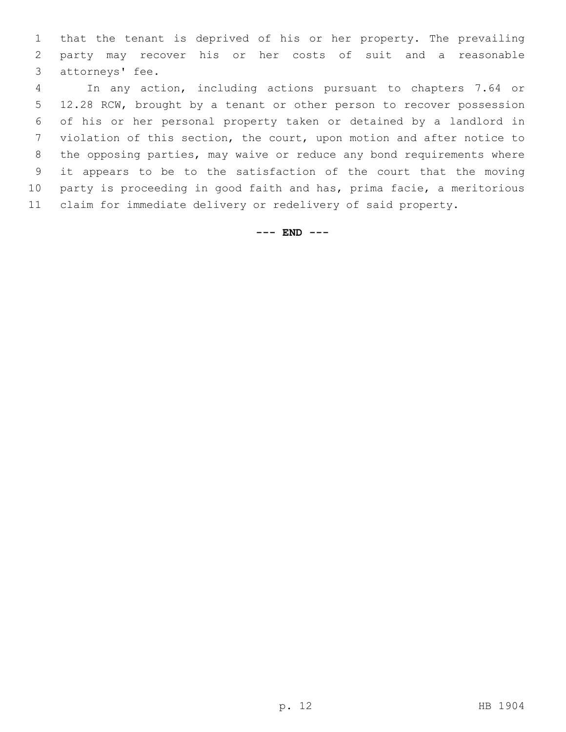that the tenant is deprived of his or her property. The prevailing party may recover his or her costs of suit and a reasonable attorneys' fee.

In any action, including actions pursuant to chapters 7.64 or 12.28 RCW, brought by a tenant or other person to recover possession of his or her personal property taken or detained by a landlord in violation of this section, the court, upon motion and after notice to the opposing parties, may waive or reduce any bond requirements where it appears to be to the satisfaction of the court that the moving party is proceeding in good faith and has, prima facie, a meritorious claim for immediate delivery or redelivery of said property.

**--- END ---**